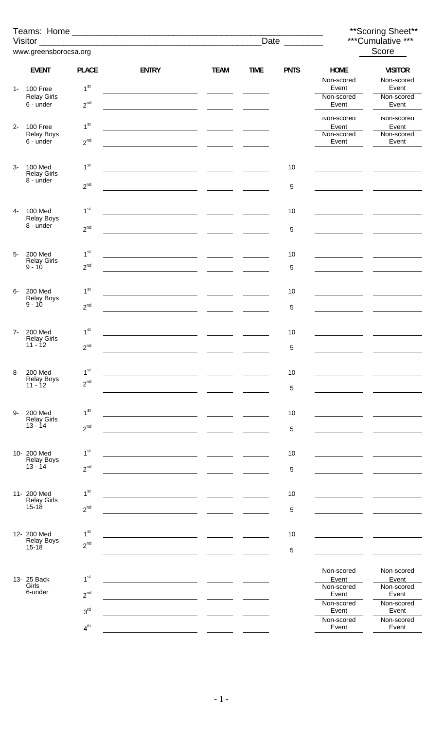Teams: Home ____________________________________________

Visitor ____________________________________________ Date ________

www.greensborocsa.org

**Scoring Sheet**

***Cumulative ***

Score

| EVENT | PLACE | ENTRY | TEAM | TIME | PNTS | HOME | VISITOR |
|---|---|---|---|---|---|---|---|
| 1- 100 Free Relay Girls 6 - under | 1st | | | | | Non-scored Event | Non-scored Event |
| | 2nd | | | | | Non-scored Event | Non-scored Event |
| 2- 100 Free Relay Boys 6 - under | 1st | | | | | Non-scored Event | Non-scored Event |
| | 2nd | | | | | Non-scored Event | Non-scored Event |
| 3- 100 Med Relay Girls 8 - under | 1st | | | | 10 | | |
| | 2nd | | | | 5 | | |
| 4- 100 Med Relay Boys 8 - under | 1st | | | | 10 | | |
| | 2nd | | | | 5 | | |
| 5- 200 Med Relay Girls 9 - 10 | 1st | | | | 10 | | |
| | 2nd | | | | 5 | | |
| 6- 200 Med Relay Boys 9 - 10 | 1st | | | | 10 | | |
| | 2nd | | | | 5 | | |
| 7- 200 Med Relay Girls 11 - 12 | 1st | | | | 10 | | |
| | 2nd | | | | 5 | | |
| 8- 200 Med Relay Boys 11 - 12 | 1st | | | | 10 | | |
| | 2nd | | | | 5 | | |
| 9- 200 Med Relay Girls 13 - 14 | 1st | | | | 10 | | |
| | 2nd | | | | 5 | | |
| 10- 200 Med Relay Boys 13 - 14 | 1st | | | | 10 | | |
| | 2nd | | | | 5 | | |
| 11- 200 Med Relay Girls 15-18 | 1st | | | | 10 | | |
| | 2nd | | | | 5 | | |
| 12- 200 Med Relay Boys 15-18 | 1st | | | | 10 | | |
| | 2nd | | | | 5 | | |
| 13- 25 Back Girls 6-under | 1st | | | | | Non-scored Event | Non-scored Event |
| | 2nd | | | | | Non-scored Event | Non-scored Event |
| | 3rd | | | | | Non-scored Event | Non-scored Event |
| | 4th | | | | | Non-scored Event | Non-scored Event |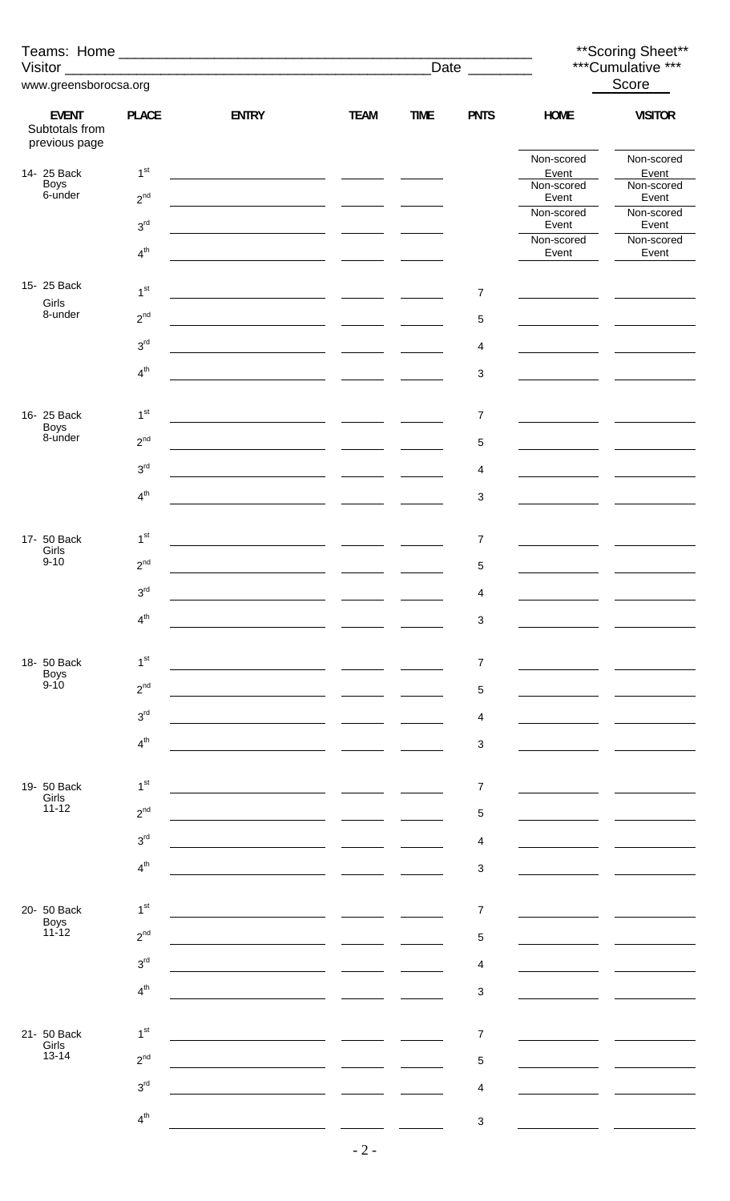Teams: Home ____________________________________________ **Scoring Sheet**

Visitor ________________________________________ Date ________ ***Cumulative *** Score

www.greensborocsa.org

| EVENT | PLACE | ENTRY | TEAM | TIME | PNTS | HOME | VISITOR |
|---|---|---|---|---|---|---|---|
| Subtotals from previous page | | | | | | | |
| 14- 25 Back Boys 6-under | 1st | | | | | Non-scored Event | Non-scored Event |
| | 2nd | | | | | Non-scored Event | Non-scored Event |
| | 3rd | | | | | Non-scored Event | Non-scored Event |
| | 4th | | | | | Non-scored Event | Non-scored Event |
| 15- 25 Back Girls 8-under | 1st | | | | 7 | | |
| | 2nd | | | | 5 | | |
| | 3rd | | | | 4 | | |
| | 4th | | | | 3 | | |
| 16- 25 Back Boys 8-under | 1st | | | | 7 | | |
| | 2nd | | | | 5 | | |
| | 3rd | | | | 4 | | |
| | 4th | | | | 3 | | |
| 17- 50 Back Girls 9-10 | 1st | | | | 7 | | |
| | 2nd | | | | 5 | | |
| | 3rd | | | | 4 | | |
| | 4th | | | | 3 | | |
| 18- 50 Back Boys 9-10 | 1st | | | | 7 | | |
| | 2nd | | | | 5 | | |
| | 3rd | | | | 4 | | |
| | 4th | | | | 3 | | |
| 19- 50 Back Girls 11-12 | 1st | | | | 7 | | |
| | 2nd | | | | 5 | | |
| | 3rd | | | | 4 | | |
| | 4th | | | | 3 | | |
| 20- 50 Back Boys 11-12 | 1st | | | | 7 | | |
| | 2nd | | | | 5 | | |
| | 3rd | | | | 4 | | |
| | 4th | | | | 3 | | |
| 21- 50 Back Girls 13-14 | 1st | | | | 7 | | |
| | 2nd | | | | 5 | | |
| | 3rd | | | | 4 | | |
| | 4th | | | | 3 | | |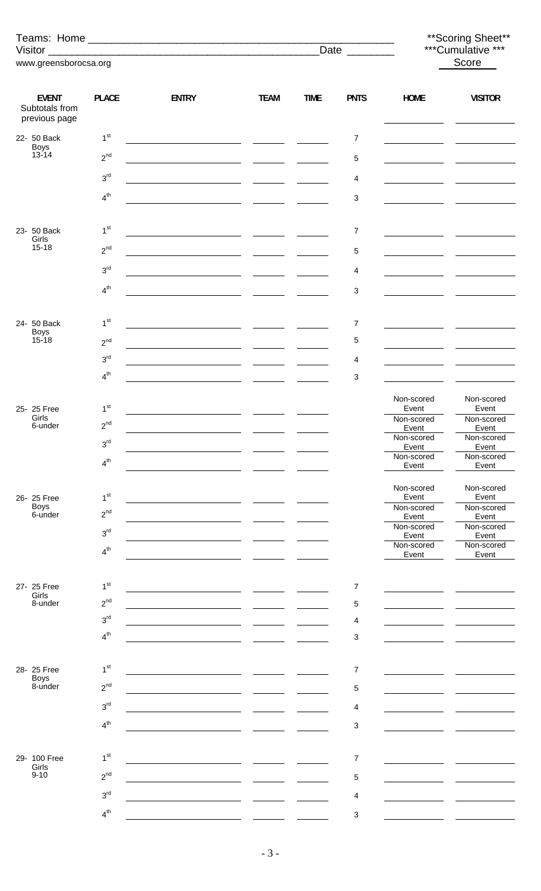Teams: Home ____________________________________________________

Visitor ______________________________________________ Date ________

www.greensborocsa.org

**Scoring Sheet**

***Cumulative ***

Score ______

| EVENT | PLACE | ENTRY | TEAM | TIME | PNTS | HOME | VISITOR |
|---|---|---|---|---|---|---|---|
| Subtotals from previous page | | | | | | | |
| 22- 50 Back Boys 13-14 | 1st | | | | 7 | | |
| | 2nd | | | | 5 | | |
| | 3rd | | | | 4 | | |
| | 4th | | | | 3 | | |
| 23- 50 Back Girls 15-18 | 1st | | | | 7 | | |
| | 2nd | | | | 5 | | |
| | 3rd | | | | 4 | | |
| | 4th | | | | 3 | | |
| 24- 50 Back Boys 15-18 | 1st | | | | 7 | | |
| | 2nd | | | | 5 | | |
| | 3rd | | | | 4 | | |
| | 4th | | | | 3 | | |
| 25- 25 Free Girls 6-under | 1st | | | | | Non-scored Event | Non-scored Event |
| | 2nd | | | | | Non-scored Event | Non-scored Event |
| | 3rd | | | | | Non-scored Event | Non-scored Event |
| | 4th | | | | | Non-scored Event | Non-scored Event |
| 26- 25 Free Boys 6-under | 1st | | | | | Non-scored Event | Non-scored Event |
| | 2nd | | | | | Non-scored Event | Non-scored Event |
| | 3rd | | | | | Non-scored Event | Non-scored Event |
| | 4th | | | | | Non-scored Event | Non-scored Event |
| 27- 25 Free Girls 8-under | 1st | | | | 7 | | |
| | 2nd | | | | 5 | | |
| | 3rd | | | | 4 | | |
| | 4th | | | | 3 | | |
| 28- 25 Free Boys 8-under | 1st | | | | 7 | | |
| | 2nd | | | | 5 | | |
| | 3rd | | | | 4 | | |
| | 4th | | | | 3 | | |
| 29- 100 Free Girls 9-10 | 1st | | | | 7 | | |
| | 2nd | | | | 5 | | |
| | 3rd | | | | 4 | | |
| | 4th | | | | 3 | | |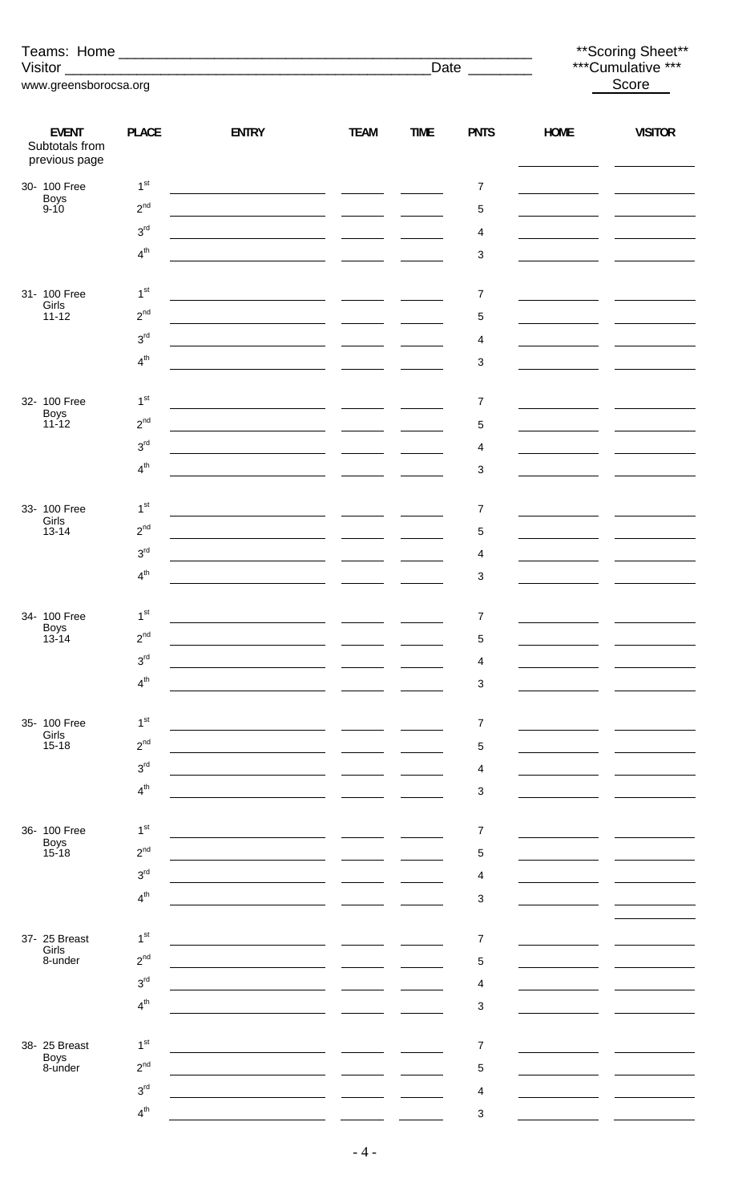Teams: Home ______________________________________________

Visitor ______________________________________________ Date ________

www.greensborocsa.org

**Scoring Sheet**
***Cumulative ***
Score

| EVENT | PLACE | ENTRY | TEAM | TIME | PNTS | HOME | VISITOR |
|---|---|---|---|---|---|---|---|
| Subtotals from previous page | | | | | | | |
| 30- 100 Free Boys 9-10 | 1st | | | | 7 | | |
| | 2nd | | | | 5 | | |
| | 3rd | | | | 4 | | |
| | 4th | | | | 3 | | |
| 31- 100 Free Girls 11-12 | 1st | | | | 7 | | |
| | 2nd | | | | 5 | | |
| | 3rd | | | | 4 | | |
| | 4th | | | | 3 | | |
| 32- 100 Free Boys 11-12 | 1st | | | | 7 | | |
| | 2nd | | | | 5 | | |
| | 3rd | | | | 4 | | |
| | 4th | | | | 3 | | |
| 33- 100 Free Girls 13-14 | 1st | | | | 7 | | |
| | 2nd | | | | 5 | | |
| | 3rd | | | | 4 | | |
| | 4th | | | | 3 | | |
| 34- 100 Free Boys 13-14 | 1st | | | | 7 | | |
| | 2nd | | | | 5 | | |
| | 3rd | | | | 4 | | |
| | 4th | | | | 3 | | |
| 35- 100 Free Girls 15-18 | 1st | | | | 7 | | |
| | 2nd | | | | 5 | | |
| | 3rd | | | | 4 | | |
| | 4th | | | | 3 | | |
| 36- 100 Free Boys 15-18 | 1st | | | | 7 | | |
| | 2nd | | | | 5 | | |
| | 3rd | | | | 4 | | |
| | 4th | | | | 3 | | |
| 37- 25 Breast Girls 8-under | 1st | | | | 7 | | |
| | 2nd | | | | 5 | | |
| | 3rd | | | | 4 | | |
| | 4th | | | | 3 | | |
| 38- 25 Breast Boys 8-under | 1st | | | | 7 | | |
| | 2nd | | | | 5 | | |
| | 3rd | | | | 4 | | |
| | 4th | | | | 3 | | |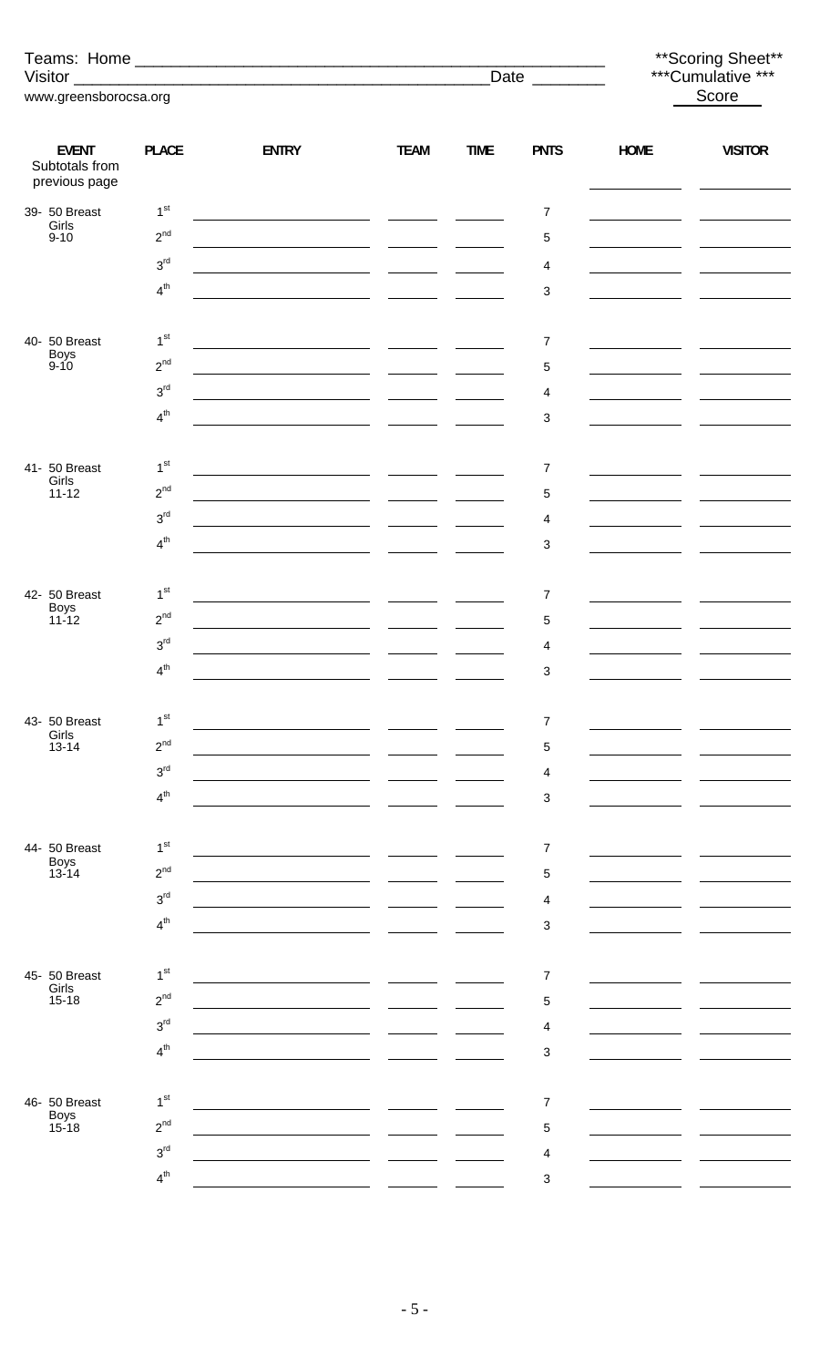Teams: Home ____________________________________________________

Visitor ___________________________________________ Date ________

www.greensborocsa.org

**Scoring Sheet**

***Cumulative ***

Score ____

| EVENT | PLACE | ENTRY | TEAM | TIME | PNTS | HOME | VISITOR |
|---|---|---|---|---|---|---|---|
| Subtotals from previous page | | | | | | | |
| 39- 50 Breast Girls 9-10 | 1st | | | | 7 | | |
| | 2nd | | | | 5 | | |
| | 3rd | | | | 4 | | |
| | 4th | | | | 3 | | |
| 40- 50 Breast Boys 9-10 | 1st | | | | 7 | | |
| | 2nd | | | | 5 | | |
| | 3rd | | | | 4 | | |
| | 4th | | | | 3 | | |
| 41- 50 Breast Girls 11-12 | 1st | | | | 7 | | |
| | 2nd | | | | 5 | | |
| | 3rd | | | | 4 | | |
| | 4th | | | | 3 | | |
| 42- 50 Breast Boys 11-12 | 1st | | | | 7 | | |
| | 2nd | | | | 5 | | |
| | 3rd | | | | 4 | | |
| | 4th | | | | 3 | | |
| 43- 50 Breast Girls 13-14 | 1st | | | | 7 | | |
| | 2nd | | | | 5 | | |
| | 3rd | | | | 4 | | |
| | 4th | | | | 3 | | |
| 44- 50 Breast Boys 13-14 | 1st | | | | 7 | | |
| | 2nd | | | | 5 | | |
| | 3rd | | | | 4 | | |
| | 4th | | | | 3 | | |
| 45- 50 Breast Girls 15-18 | 1st | | | | 7 | | |
| | 2nd | | | | 5 | | |
| | 3rd | | | | 4 | | |
| | 4th | | | | 3 | | |
| 46- 50 Breast Boys 15-18 | 1st | | | | 7 | | |
| | 2nd | | | | 5 | | |
| | 3rd | | | | 4 | | |
| | 4th | | | | 3 | | |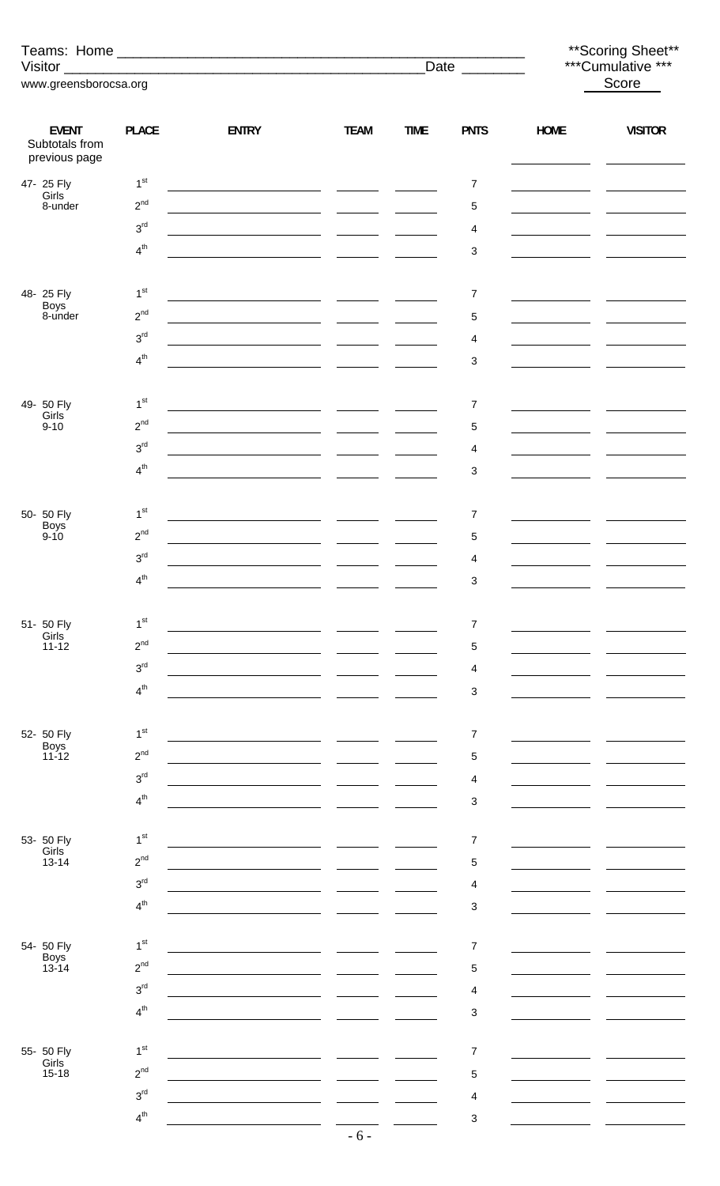Teams: Home ___________________________________________________

Visitor _______________________________________________ Date ________

www.greensborocsa.org

**Scoring Sheet**

***Cumulative ***

Score ____

| EVENT | PLACE | ENTRY | TEAM | TIME | PNTS | HOME | VISITOR |
|---|---|---|---|---|---|---|---|
| Subtotals from previous page | | | | | | | |
| 47- 25 Fly Girls 8-under | 1st | | | | 7 | | |
| | 2nd | | | | 5 | | |
| | 3rd | | | | 4 | | |
| | 4th | | | | 3 | | |
| 48- 25 Fly Boys 8-under | 1st | | | | 7 | | |
| | 2nd | | | | 5 | | |
| | 3rd | | | | 4 | | |
| | 4th | | | | 3 | | |
| 49- 50 Fly Girls 9-10 | 1st | | | | 7 | | |
| | 2nd | | | | 5 | | |
| | 3rd | | | | 4 | | |
| | 4th | | | | 3 | | |
| 50- 50 Fly Boys 9-10 | 1st | | | | 7 | | |
| | 2nd | | | | 5 | | |
| | 3rd | | | | 4 | | |
| | 4th | | | | 3 | | |
| 51- 50 Fly Girls 11-12 | 1st | | | | 7 | | |
| | 2nd | | | | 5 | | |
| | 3rd | | | | 4 | | |
| | 4th | | | | 3 | | |
| 52- 50 Fly Boys 11-12 | 1st | | | | 7 | | |
| | 2nd | | | | 5 | | |
| | 3rd | | | | 4 | | |
| | 4th | | | | 3 | | |
| 53- 50 Fly Girls 13-14 | 1st | | | | 7 | | |
| | 2nd | | | | 5 | | |
| | 3rd | | | | 4 | | |
| | 4th | | | | 3 | | |
| 54- 50 Fly Boys 13-14 | 1st | | | | 7 | | |
| | 2nd | | | | 5 | | |
| | 3rd | | | | 4 | | |
| | 4th | | | | 3 | | |
| 55- 50 Fly Girls 15-18 | 1st | | | | 7 | | |
| | 2nd | | | | 5 | | |
| | 3rd | | | | 4 | | |
| | 4th | | | | 3 | | |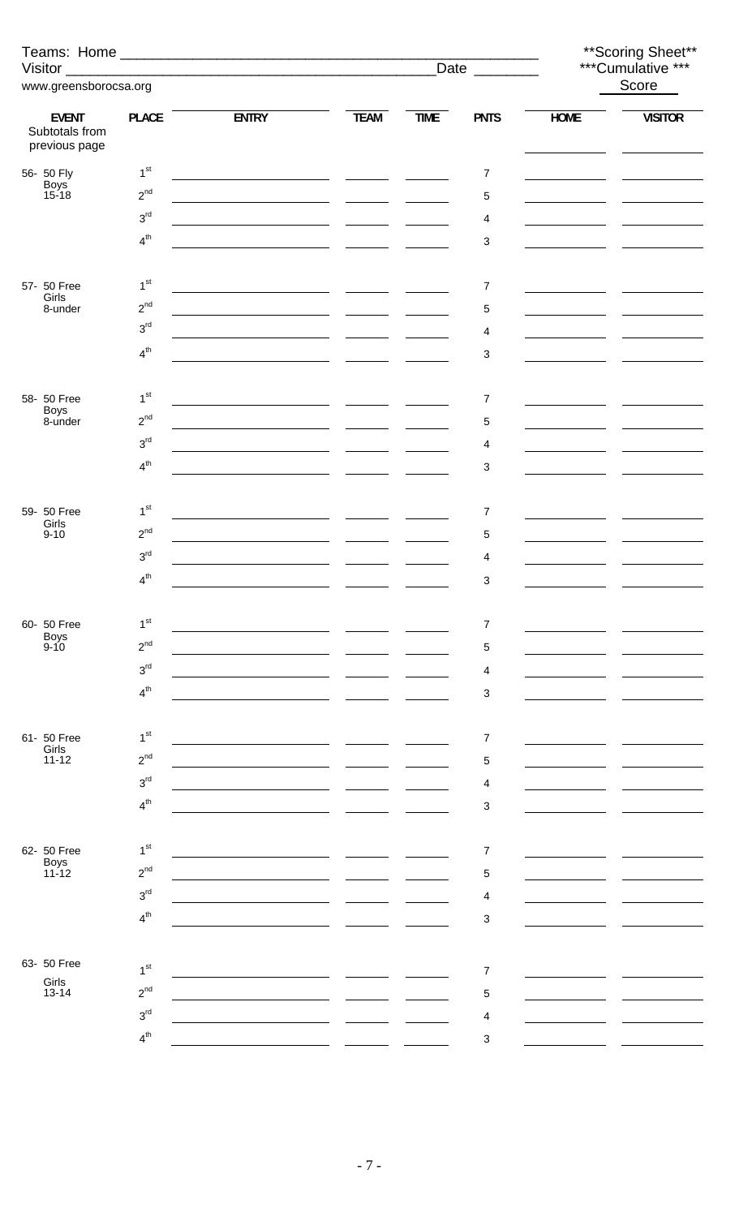Teams: Home ______________________________________________

Visitor ______________________________________________ Date ________

www.greensborocsa.org

**Scoring Sheet**
***Cumulative ***
Score

| EVENT | PLACE | ENTRY | TEAM | TIME | PNTS | HOME | VISITOR |
|---|---|---|---|---|---|---|---|
| Subtotals from previous page | | | | | | | |
| 56- 50 Fly Boys 15-18 | 1st | | | | 7 | | |
| | 2nd | | | | 5 | | |
| | 3rd | | | | 4 | | |
| | 4th | | | | 3 | | |
| 57- 50 Free Girls 8-under | 1st | | | | 7 | | |
| | 2nd | | | | 5 | | |
| | 3rd | | | | 4 | | |
| | 4th | | | | 3 | | |
| 58- 50 Free Boys 8-under | 1st | | | | 7 | | |
| | 2nd | | | | 5 | | |
| | 3rd | | | | 4 | | |
| | 4th | | | | 3 | | |
| 59- 50 Free Girls 9-10 | 1st | | | | 7 | | |
| | 2nd | | | | 5 | | |
| | 3rd | | | | 4 | | |
| | 4th | | | | 3 | | |
| 60- 50 Free Boys 9-10 | 1st | | | | 7 | | |
| | 2nd | | | | 5 | | |
| | 3rd | | | | 4 | | |
| | 4th | | | | 3 | | |
| 61- 50 Free Girls 11-12 | 1st | | | | 7 | | |
| | 2nd | | | | 5 | | |
| | 3rd | | | | 4 | | |
| | 4th | | | | 3 | | |
| 62- 50 Free Boys 11-12 | 1st | | | | 7 | | |
| | 2nd | | | | 5 | | |
| | 3rd | | | | 4 | | |
| | 4th | | | | 3 | | |
| 63- 50 Free Girls 13-14 | 1st | | | | 7 | | |
| | 2nd | | | | 5 | | |
| | 3rd | | | | 4 | | |
| | 4th | | | | 3 | | |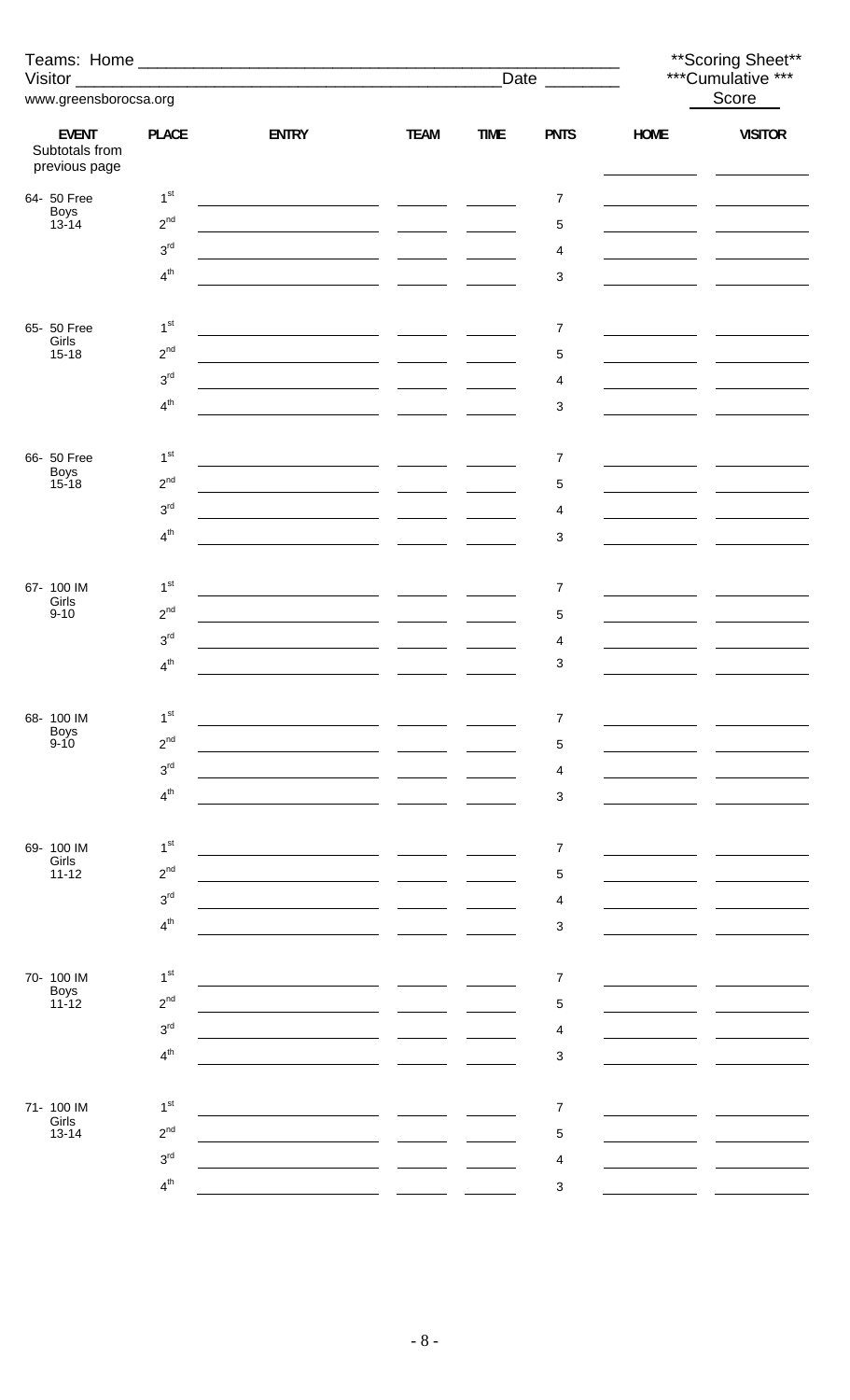Teams: Home ____________________________________________________

Visitor ______________________________________________ Date ________

www.greensborocsa.org

**Scoring Sheet**

***Cumulative ***

Score ______

| EVENT | PLACE | ENTRY | TEAM | TIME | PNTS | HOME | VISITOR |
|---|---|---|---|---|---|---|---|
| Subtotals from previous page | | | | | | | |
| 64- 50 Free Boys 13-14 | 1st | | | | 7 | | |
| | 2nd | | | | 5 | | |
| | 3rd | | | | 4 | | |
| | 4th | | | | 3 | | |
| 65- 50 Free Girls 15-18 | 1st | | | | 7 | | |
| | 2nd | | | | 5 | | |
| | 3rd | | | | 4 | | |
| | 4th | | | | 3 | | |
| 66- 50 Free Boys 15-18 | 1st | | | | 7 | | |
| | 2nd | | | | 5 | | |
| | 3rd | | | | 4 | | |
| | 4th | | | | 3 | | |
| 67- 100 IM Girls 9-10 | 1st | | | | 7 | | |
| | 2nd | | | | 5 | | |
| | 3rd | | | | 4 | | |
| | 4th | | | | 3 | | |
| 68- 100 IM Boys 9-10 | 1st | | | | 7 | | |
| | 2nd | | | | 5 | | |
| | 3rd | | | | 4 | | |
| | 4th | | | | 3 | | |
| 69- 100 IM Girls 11-12 | 1st | | | | 7 | | |
| | 2nd | | | | 5 | | |
| | 3rd | | | | 4 | | |
| | 4th | | | | 3 | | |
| 70- 100 IM Boys 11-12 | 1st | | | | 7 | | |
| | 2nd | | | | 5 | | |
| | 3rd | | | | 4 | | |
| | 4th | | | | 3 | | |
| 71- 100 IM Girls 13-14 | 1st | | | | 7 | | |
| | 2nd | | | | 5 | | |
| | 3rd | | | | 4 | | |
| | 4th | | | | 3 | | |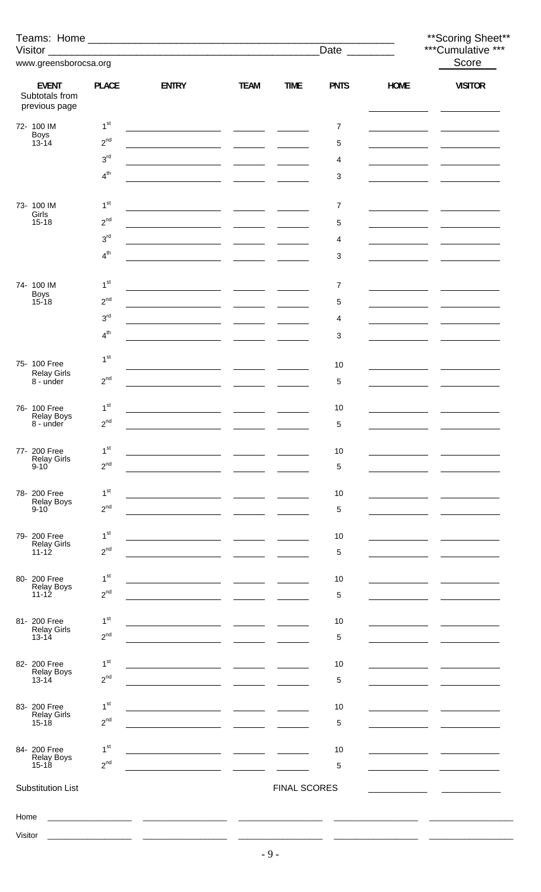Teams: Home ____________________________________________

Visitor ____________________________________________ Date ________

www.greensborocsa.org

**Scoring Sheet**
***Cumulative ***
Score

| EVENT | PLACE | ENTRY | TEAM | TIME | PNTS | HOME | VISITOR |
|---|---|---|---|---|---|---|---|
| Subtotals from previous page | | | | | | | |
| 72- 100 IM Boys 13-14 | 1st | | | | 7 | | |
| | 2nd | | | | 5 | | |
| | 3rd | | | | 4 | | |
| | 4th | | | | 3 | | |
| 73- 100 IM Girls 15-18 | 1st | | | | 7 | | |
| | 2nd | | | | 5 | | |
| | 3rd | | | | 4 | | |
| | 4th | | | | 3 | | |
| 74- 100 IM Boys 15-18 | 1st | | | | 7 | | |
| | 2nd | | | | 5 | | |
| | 3rd | | | | 4 | | |
| | 4th | | | | 3 | | |
| 75- 100 Free Relay Girls 8 - under | 1st | | | | 10 | | |
| | 2nd | | | | 5 | | |
| 76- 100 Free Relay Boys 8 - under | 1st | | | | 10 | | |
| | 2nd | | | | 5 | | |
| 77- 200 Free Relay Girls 9-10 | 1st | | | | 10 | | |
| | 2nd | | | | 5 | | |
| 78- 200 Free Relay Boys 9-10 | 1st | | | | 10 | | |
| | 2nd | | | | 5 | | |
| 79- 200 Free Relay Girls 11-12 | 1st | | | | 10 | | |
| | 2nd | | | | 5 | | |
| 80- 200 Free Relay Boys 11-12 | 1st | | | | 10 | | |
| | 2nd | | | | 5 | | |
| 81- 200 Free Relay Girls 13-14 | 1st | | | | 10 | | |
| | 2nd | | | | 5 | | |
| 82- 200 Free Relay Boys 13-14 | 1st | | | | 10 | | |
| | 2nd | | | | 5 | | |
| 83- 200 Free Relay Girls 15-18 | 1st | | | | 10 | | |
| | 2nd | | | | 5 | | |
| 84- 200 Free Relay Boys 15-18 | 1st | | | | 10 | | |
| | 2nd | | | | 5 | | |

Substitution List | FINAL SCORES ________ ________

Home ________________ ________________ ________________ ________________ ________________

Visitor ________________ ________________ ________________ ________________ ________________